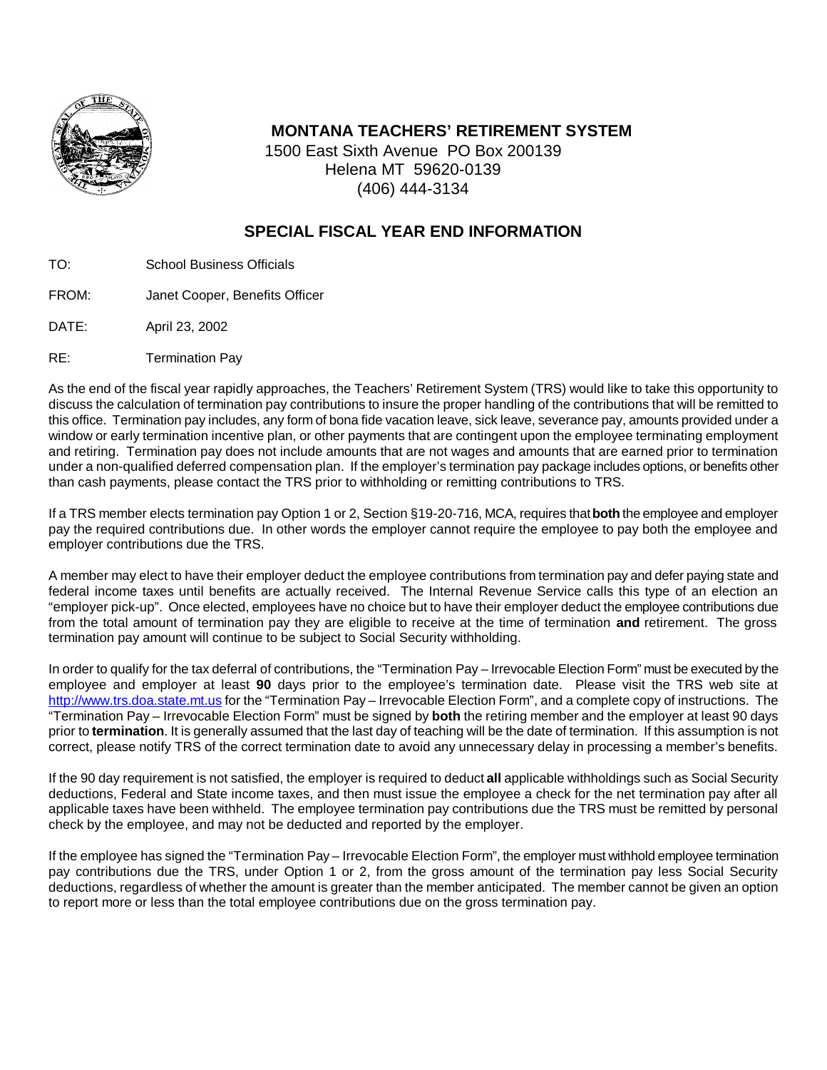# MONTANA TEACHERS' RETIREMENT SYSTEM

1500 East Sixth Avenue PO Box 200139
Helena MT 59620-0139
(406) 444-3134

## SPECIAL FISCAL YEAR END INFORMATION

TO: School Business Officials

FROM: Janet Cooper, Benefits Officer

DATE: April 23, 2002

RE: Termination Pay

As the end of the fiscal year rapidly approaches, the Teachers' Retirement System (TRS) would like to take this opportunity to discuss the calculation of termination pay contributions to insure the proper handling of the contributions that will be remitted to this office. Termination pay includes, any form of bona fide vacation leave, sick leave, severance pay, amounts provided under a window or early termination incentive plan, or other payments that are contingent upon the employee terminating employment and retiring. Termination pay does not include amounts that are not wages and amounts that are earned prior to termination under a non-qualified deferred compensation plan. If the employer's termination pay package includes options, or benefits other than cash payments, please contact the TRS prior to withholding or remitting contributions to TRS.

If a TRS member elects termination pay Option 1 or 2, Section §19-20-716, MCA, requires that **both** the employee and employer pay the required contributions due. In other words the employer cannot require the employee to pay both the employee and employer contributions due the TRS.

A member may elect to have their employer deduct the employee contributions from termination pay and defer paying state and federal income taxes until benefits are actually received. The Internal Revenue Service calls this type of an election an "employer pick-up". Once elected, employees have no choice but to have their employer deduct the employee contributions due from the total amount of termination pay they are eligible to receive at the time of termination **and** retirement. The gross termination pay amount will continue to be subject to Social Security withholding.

In order to qualify for the tax deferral of contributions, the "Termination Pay – Irrevocable Election Form" must be executed by the employee and employer at least **90** days prior to the employee's termination date. Please visit the TRS web site at http://www.trs.doa.state.mt.us for the "Termination Pay – Irrevocable Election Form", and a complete copy of instructions. The "Termination Pay – Irrevocable Election Form" must be signed by **both** the retiring member and the employer at least 90 days prior to **termination**. It is generally assumed that the last day of teaching will be the date of termination. If this assumption is not correct, please notify TRS of the correct termination date to avoid any unnecessary delay in processing a member's benefits.

If the 90 day requirement is not satisfied, the employer is required to deduct **all** applicable withholdings such as Social Security deductions, Federal and State income taxes, and then must issue the employee a check for the net termination pay after all applicable taxes have been withheld. The employee termination pay contributions due the TRS must be remitted by personal check by the employee, and may not be deducted and reported by the employer.

If the employee has signed the "Termination Pay – Irrevocable Election Form", the employer must withhold employee termination pay contributions due the TRS, under Option 1 or 2, from the gross amount of the termination pay less Social Security deductions, regardless of whether the amount is greater than the member anticipated. The member cannot be given an option to report more or less than the total employee contributions due on the gross termination pay.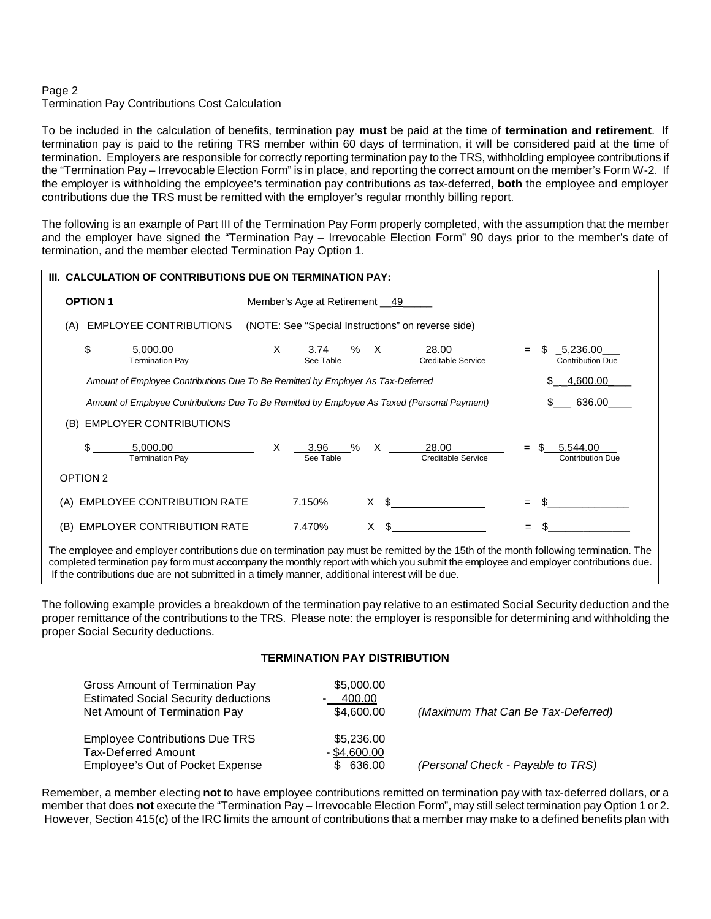Page 2

Termination Pay Contributions Cost Calculation

To be included in the calculation of benefits, termination pay **must** be paid at the time of **termination and retirement**. If termination pay is paid to the retiring TRS member within 60 days of termination, it will be considered paid at the time of termination. Employers are responsible for correctly reporting termination pay to the TRS, withholding employee contributions if the "Termination Pay – Irrevocable Election Form" is in place, and reporting the correct amount on the member's Form W-2. If the employer is withholding the employee's termination pay contributions as tax-deferred, **both** the employee and employer contributions due the TRS must be remitted with the employer's regular monthly billing report.

The following is an example of Part III of the Termination Pay Form properly completed, with the assumption that the member and the employer have signed the "Termination Pay – Irrevocable Election Form" 90 days prior to the member's date of termination, and the member elected Termination Pay Option 1.

**III. CALCULATION OF CONTRIBUTIONS DUE ON TERMINATION PAY:**

**OPTION 1** — Member's Age at Retirement 49

(A) EMPLOYEE CONTRIBUTIONS (NOTE: See "Special Instructions" on reverse side)

| Termination Pay | | See Table | | Creditable Service | | Contribution Due |
|---|---|---|---|---|---|---|
| $ 5,000.00 | X | 3.74 % | X | 28.00 | = | $ 5,236.00 |

*Amount of Employee Contributions Due To Be Remitted by Employer As Tax-Deferred* $ 4,600.00

*Amount of Employee Contributions Due To Be Remitted by Employee As Taxed (Personal Payment)* $ 636.00

(B) EMPLOYER CONTRIBUTIONS

| Termination Pay | | See Table | | Creditable Service | | Contribution Due |
|---|---|---|---|---|---|---|
| $ 5,000.00 | X | 3.96 % | X | 28.00 | = | $ 5,544.00 |

OPTION 2

| | | | | | |
|---|---|---|---|---|---|
| (A) EMPLOYEE CONTRIBUTION RATE | 7.150% | X | $ | = | $ |
| (B) EMPLOYER CONTRIBUTION RATE | 7.470% | X | $ | = | $ |

The employee and employer contributions due on termination pay must be remitted by the 15th of the month following termination. The completed termination pay form must accompany the monthly report with which you submit the employee and employer contributions due. If the contributions due are not submitted in a timely manner, additional interest will be due.

The following example provides a breakdown of the termination pay relative to an estimated Social Security deduction and the proper remittance of the contributions to the TRS. Please note: the employer is responsible for determining and withholding the proper Social Security deductions.

**TERMINATION PAY DISTRIBUTION**

| | | |
|---|---|---|
| Gross Amount of Termination Pay | $5,000.00 | |
| Estimated Social Security deductions | - 400.00 | |
| Net Amount of Termination Pay | $4,600.00 | *(Maximum That Can Be Tax-Deferred)* |
| Employee Contributions Due TRS | $5,236.00 | |
| Tax-Deferred Amount | - $4,600.00 | |
| Employee's Out of Pocket Expense | $ 636.00 | *(Personal Check - Payable to TRS)* |

Remember, a member electing **not** to have employee contributions remitted on termination pay with tax-deferred dollars, or a member that does **not** execute the "Termination Pay – Irrevocable Election Form", may still select termination pay Option 1 or 2. However, Section 415(c) of the IRC limits the amount of contributions that a member may make to a defined benefits plan with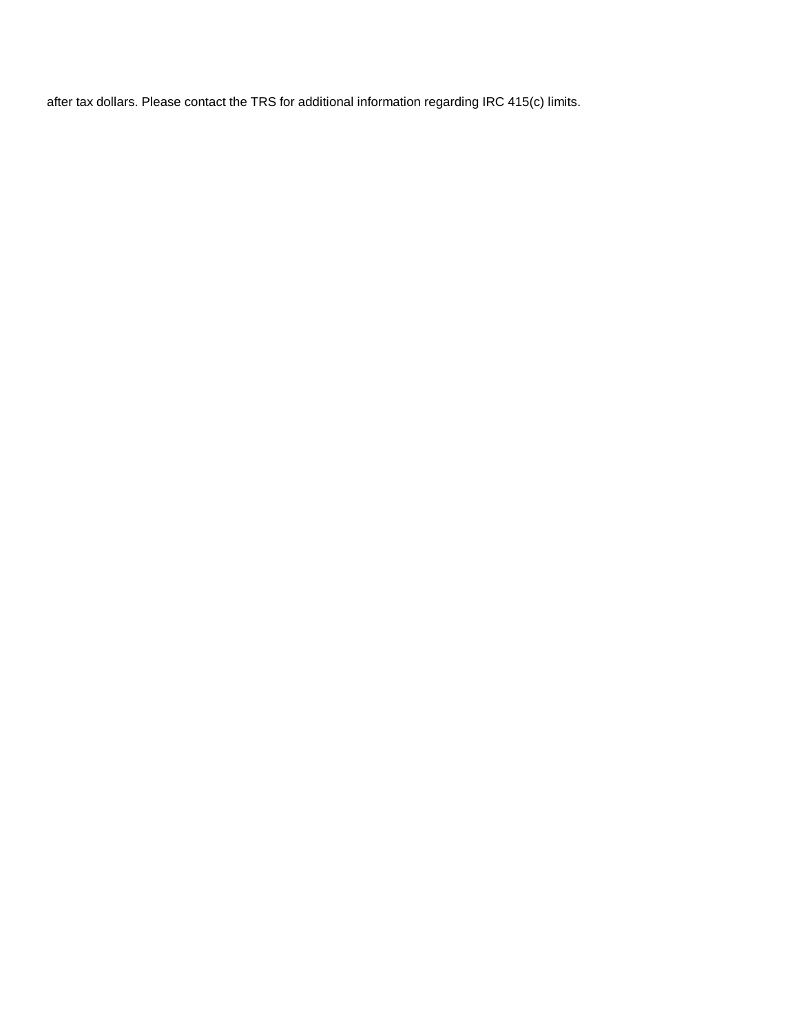after tax dollars. Please contact the TRS for additional information regarding IRC 415(c) limits.